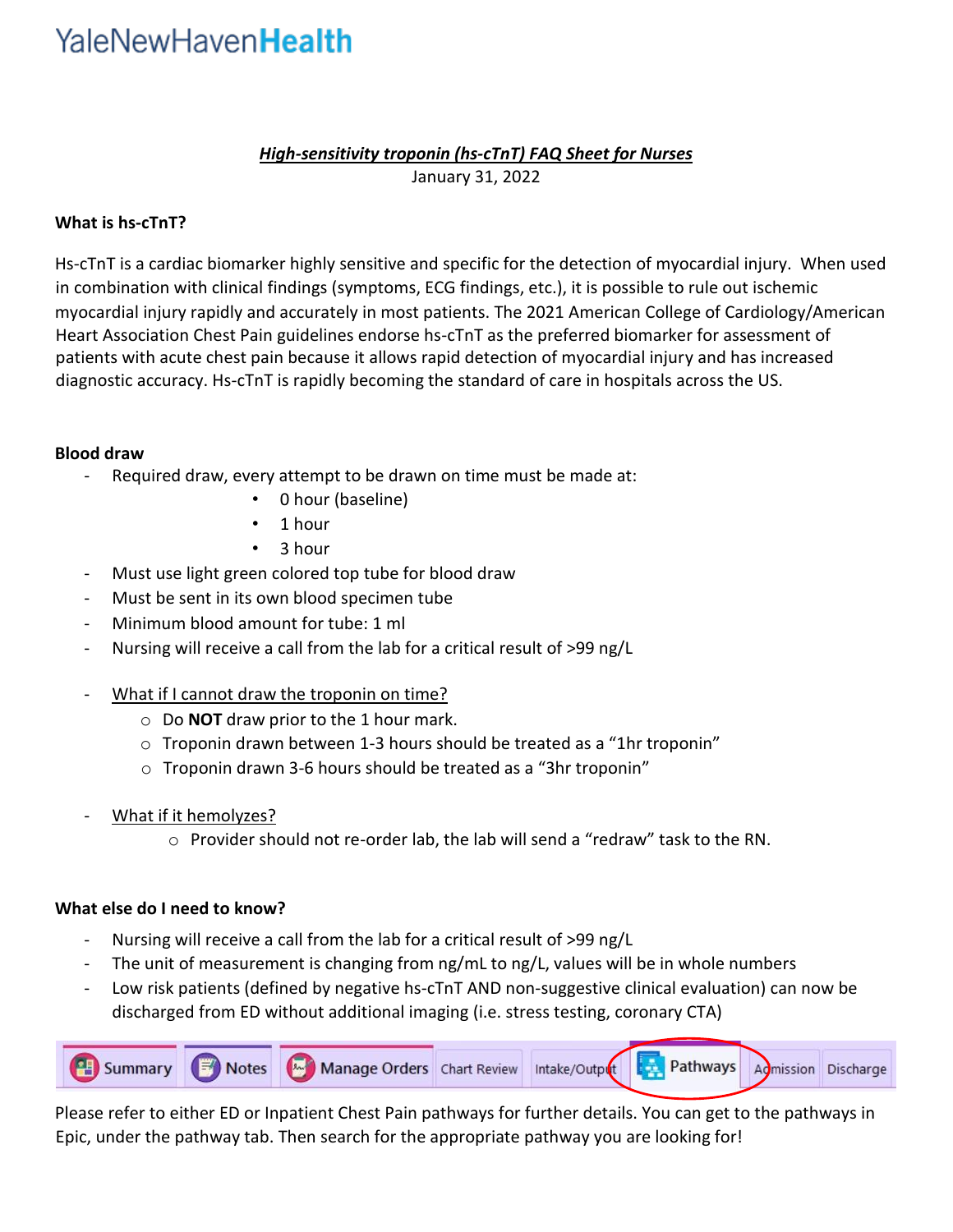YaleNewHavenHealth

***High-sensitivity troponin (hs-cTnT) FAQ Sheet for Nurses***

January 31, 2022

**What is hs-cTnT?**

Hs-cTnT is a cardiac biomarker highly sensitive and specific for the detection of myocardial injury. When used in combination with clinical findings (symptoms, ECG findings, etc.), it is possible to rule out ischemic myocardial injury rapidly and accurately in most patients. The 2021 American College of Cardiology/American Heart Association Chest Pain guidelines endorse hs-cTnT as the preferred biomarker for assessment of patients with acute chest pain because it allows rapid detection of myocardial injury and has increased diagnostic accuracy. Hs-cTnT is rapidly becoming the standard of care in hospitals across the US.

**Blood draw**

- Required draw, every attempt to be drawn on time must be made at:
  - 0 hour (baseline)
  - 1 hour
  - 3 hour
- Must use light green colored top tube for blood draw
- Must be sent in its own blood specimen tube
- Minimum blood amount for tube: 1 ml
- Nursing will receive a call from the lab for a critical result of >99 ng/L
- What if I cannot draw the troponin on time?
  - Do **NOT** draw prior to the 1 hour mark.
  - Troponin drawn between 1-3 hours should be treated as a "1hr troponin"
  - Troponin drawn 3-6 hours should be treated as a "3hr troponin"
- What if it hemolyzes?
  - Provider should not re-order lab, the lab will send a "redraw" task to the RN.

**What else do I need to know?**

- Nursing will receive a call from the lab for a critical result of >99 ng/L
- The unit of measurement is changing from ng/mL to ng/L, values will be in whole numbers
- Low risk patients (defined by negative hs-cTnT AND non-suggestive clinical evaluation) can now be discharged from ED without additional imaging (i.e. stress testing, coronary CTA)

Summary | Notes | Manage Orders | Chart Review | Intake/Output | Pathways | Admission | Discharge

Please refer to either ED or Inpatient Chest Pain pathways for further details. You can get to the pathways in Epic, under the pathway tab. Then search for the appropriate pathway you are looking for!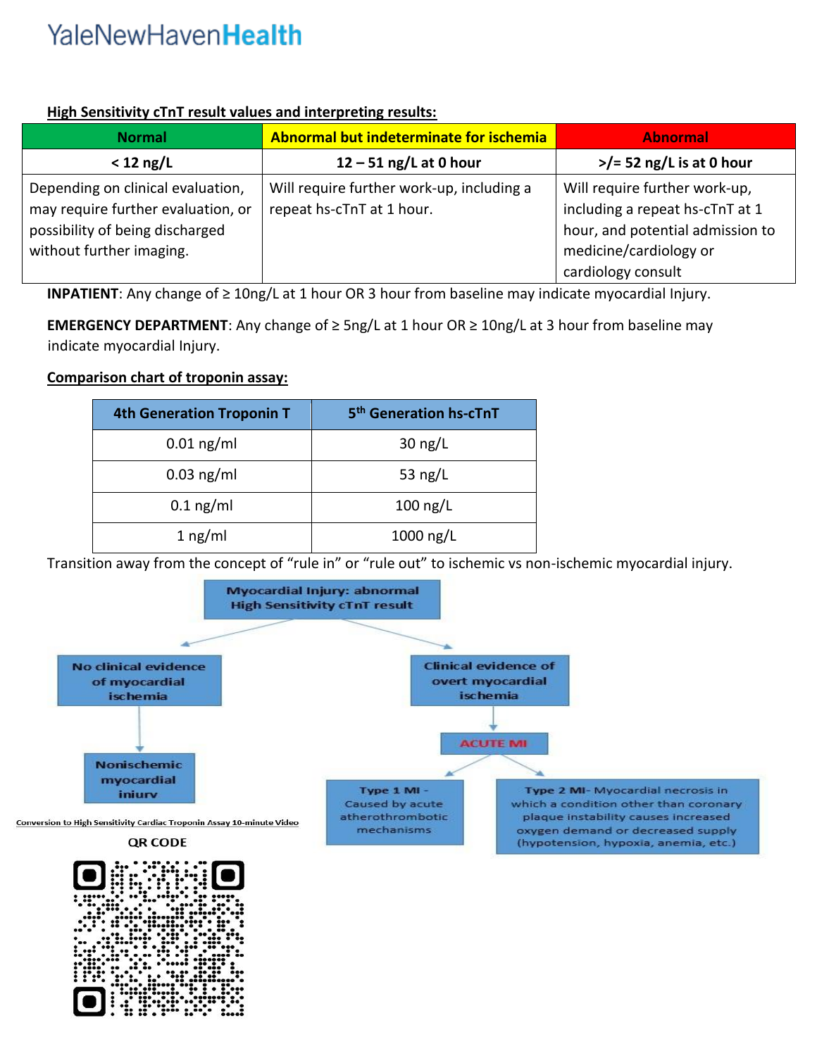YaleNewHavenHealth

**High Sensitivity cTnT result values and interpreting results:**

| Normal | Abnormal but indeterminate for ischemia | Abnormal |
|---|---|---|
| < 12 ng/L | 12 – 51 ng/L at 0 hour | >/= 52 ng/L is at 0 hour |
| Depending on clinical evaluation, may require further evaluation, or possibility of being discharged without further imaging. | Will require further work-up, including a repeat hs-cTnT at 1 hour. | Will require further work-up, including a repeat hs-cTnT at 1 hour, and potential admission to medicine/cardiology or cardiology consult |

**INPATIENT**: Any change of ≥ 10ng/L at 1 hour OR 3 hour from baseline may indicate myocardial Injury.

**EMERGENCY DEPARTMENT**: Any change of ≥ 5ng/L at 1 hour OR ≥ 10ng/L at 3 hour from baseline may indicate myocardial Injury.

**Comparison chart of troponin assay:**

| 4th Generation Troponin T | 5th Generation hs-cTnT |
|---|---|
| 0.01 ng/ml | 30 ng/L |
| 0.03 ng/ml | 53 ng/L |
| 0.1 ng/ml | 100 ng/L |
| 1 ng/ml | 1000 ng/L |

Transition away from the concept of "rule in" or "rule out" to ischemic vs non-ischemic myocardial injury.

Myocardial Injury: abnormal High Sensitivity cTnT result

No clinical evidence of myocardial ischemia

Nonischemic myocardial injury

Clinical evidence of overt myocardial ischemia

ACUTE MI

Type 1 MI - Caused by acute atherothrombotic mechanisms

Type 2 MI- Myocardial necrosis in which a condition other than coronary plaque instability causes increased oxygen demand or decreased supply (hypotension, hypoxia, anemia, etc.)

Conversion to High Sensitivity Cardiac Troponin Assay 10-minute Video

QR CODE